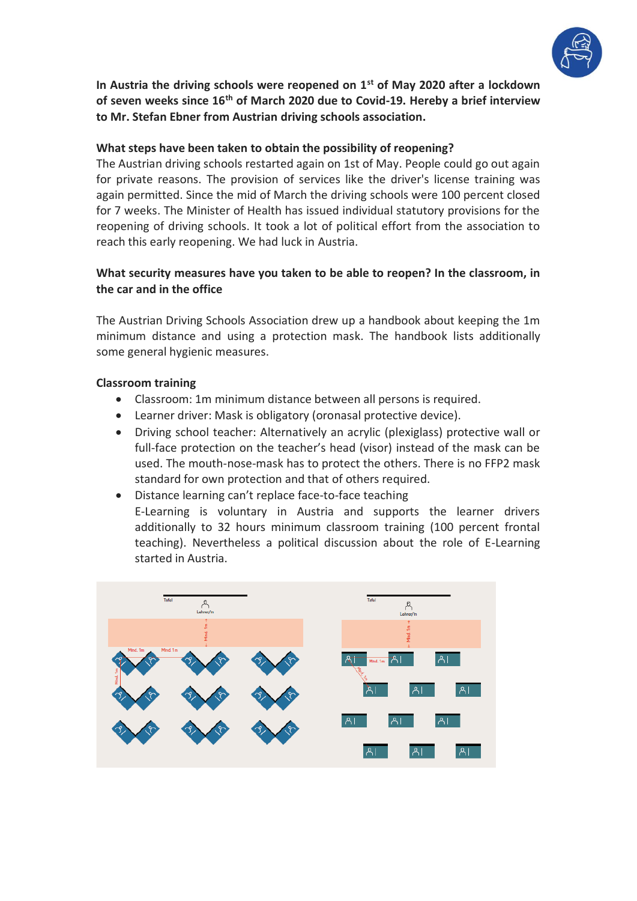**In Austria the driving schools were reopened on 1st of May 2020 after a lockdown of seven weeks since 16th of March 2020 due to Covid-19. Hereby a brief interview to Mr. Stefan Ebner from Austrian driving schools association.**

**What steps have been taken to obtain the possibility of reopening?**

The Austrian driving schools restarted again on 1st of May. People could go out again for private reasons. The provision of services like the driver's license training was again permitted. Since the mid of March the driving schools were 100 percent closed for 7 weeks. The Minister of Health has issued individual statutory provisions for the reopening of driving schools. It took a lot of political effort from the association to reach this early reopening. We had luck in Austria.

**What security measures have you taken to be able to reopen? In the classroom, in the car and in the office**

The Austrian Driving Schools Association drew up a handbook about keeping the 1m minimum distance and using a protection mask. The handbook lists additionally some general hygienic measures.

**Classroom training**

- Classroom: 1m minimum distance between all persons is required.
- Learner driver: Mask is obligatory (oronasal protective device).
- Driving school teacher: Alternatively an acrylic (plexiglass) protective wall or full-face protection on the teacher's head (visor) instead of the mask can be used. The mouth-nose-mask has to protect the others. There is no FFP2 mask standard for own protection and that of others required.
- Distance learning can't replace face-to-face teaching
  E-Learning is voluntary in Austria and supports the learner drivers additionally to 32 hours minimum classroom training (100 percent frontal teaching). Nevertheless a political discussion about the role of E-Learning started in Austria.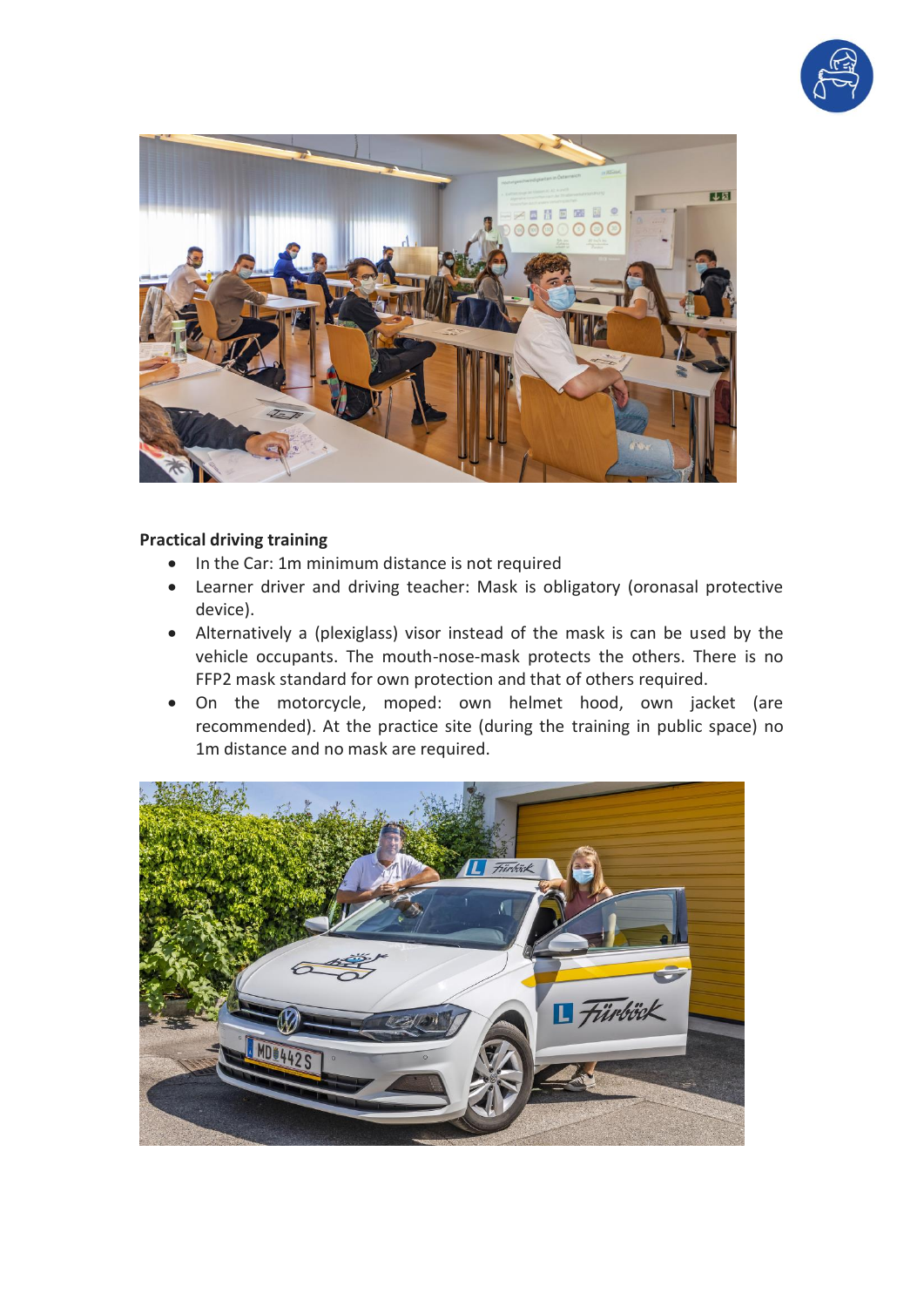**Practical driving training**

- In the Car: 1m minimum distance is not required
- Learner driver and driving teacher: Mask is obligatory (oronasal protective device).
- Alternatively a (plexiglass) visor instead of the mask is can be used by the vehicle occupants. The mouth-nose-mask protects the others. There is no FFP2 mask standard for own protection and that of others required.
- On the motorcycle, moped: own helmet hood, own jacket (are recommended). At the practice site (during the training in public space) no 1m distance and no mask are required.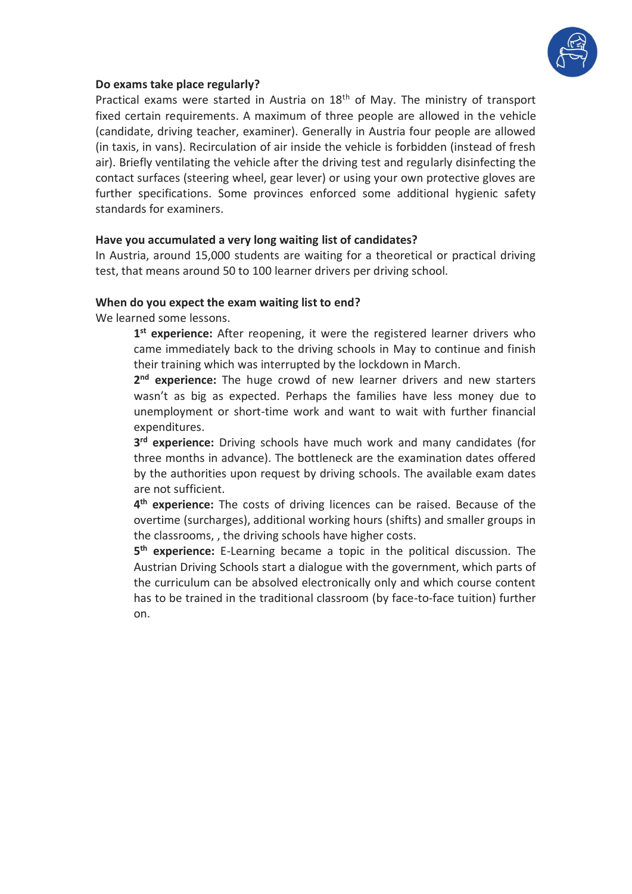**Do exams take place regularly?**

Practical exams were started in Austria on 18th of May. The ministry of transport fixed certain requirements. A maximum of three people are allowed in the vehicle (candidate, driving teacher, examiner). Generally in Austria four people are allowed (in taxis, in vans). Recirculation of air inside the vehicle is forbidden (instead of fresh air). Briefly ventilating the vehicle after the driving test and regularly disinfecting the contact surfaces (steering wheel, gear lever) or using your own protective gloves are further specifications. Some provinces enforced some additional hygienic safety standards for examiners.

**Have you accumulated a very long waiting list of candidates?**

In Austria, around 15,000 students are waiting for a theoretical or practical driving test, that means around 50 to 100 learner drivers per driving school.

**When do you expect the exam waiting list to end?**

We learned some lessons.

> **1st experience:** After reopening, it were the registered learner drivers who came immediately back to the driving schools in May to continue and finish their training which was interrupted by the lockdown in March.
>
> **2nd experience:** The huge crowd of new learner drivers and new starters wasn't as big as expected. Perhaps the families have less money due to unemployment or short-time work and want to wait with further financial expenditures.
>
> **3rd experience:** Driving schools have much work and many candidates (for three months in advance). The bottleneck are the examination dates offered by the authorities upon request by driving schools. The available exam dates are not sufficient.
>
> **4th experience:** The costs of driving licences can be raised. Because of the overtime (surcharges), additional working hours (shifts) and smaller groups in the classrooms, , the driving schools have higher costs.
>
> **5th experience:** E-Learning became a topic in the political discussion. The Austrian Driving Schools start a dialogue with the government, which parts of the curriculum can be absolved electronically only and which course content has to be trained in the traditional classroom (by face-to-face tuition) further on.